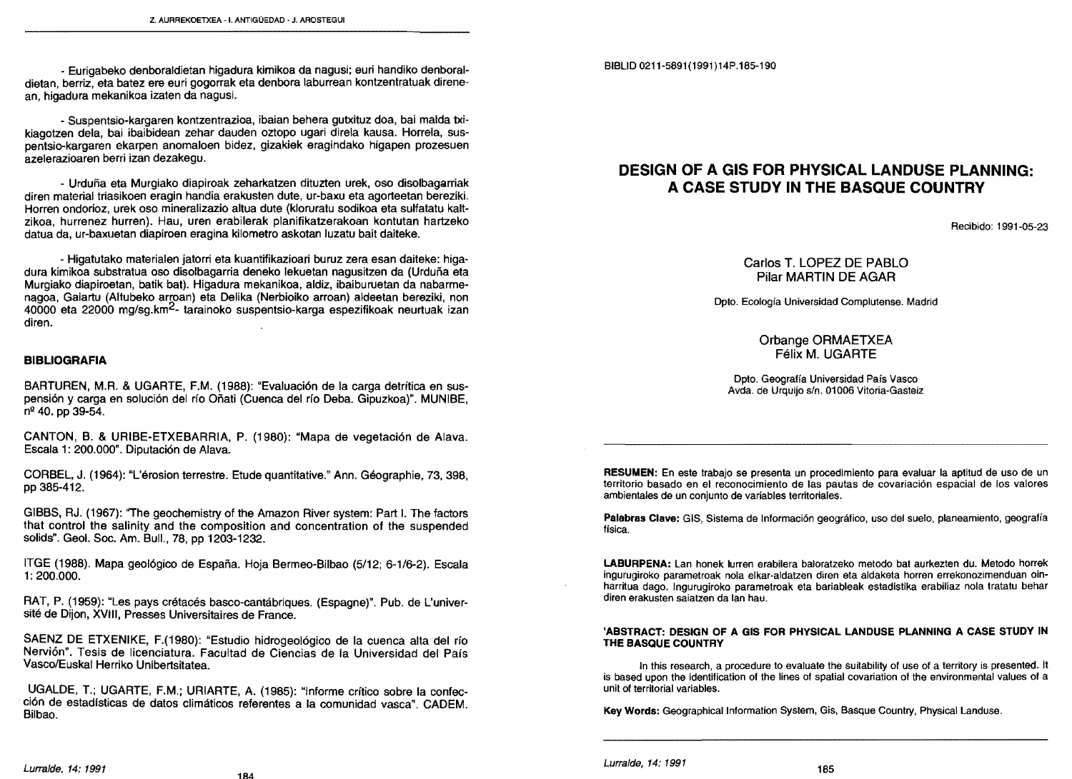- Eurigabeko denboraldietan higadura kimikoa da nagusi; euri handiko denboraldietan, berriz, eta batez ere euri gogorrak eta denbora laburrean kontzentratuak direnean, higadura mekanikoa izaten da nagusi.

- Suspentsio-kargaren kontzentrazioa, ibaian behera gutxituz doa, bai malda txikiagotzen dela, bai ibaibidean zehar dauden oztopo ugari direla kausa. Horrela, suspentsio-kargaren ekarpen anomaloen bidez, gizakiek eragindako higapen prozesuen azelerazioaren berri izan dezakegu.

- Urduña eta Murgiako diapiroak zeharkatzen dituzten urek, oso disolbagarriak diren material triasikoen eragin handia erakusten dute, ur-baxu eta agorteetan bereziki. Horren ondorioz, urek oso mineralizazio altua dute (kloruratu sodikoa eta sulfatatu kaltzikoa, hurrenez hurren). Hau, uren erabilerak planifikatzerakoan kontutan hartzeko datua da, ur-baxuetan diapiroen eragina kilometro askotan luzatu bait daiteke.

- Higatutako materialen jatorri eta kuantifikazioari buruz zera esan daiteke: higadura kimikoa substratua oso disolbagarria deneko lekuetan nagusitzen da (Urduña eta Murgiako diapiroetan, batik bat). Higadura mekanikoa, aldiz, ibaiburuetan da nabarmenagoa, Gaiartu (Altubeko arroan) eta Delika (Nerbioiko arroan) aldeetan bereziki, non 40000 eta 22000 mg/sg.km$^{2}$- tarainoko suspentsio-karga espezifikoak neurtuak izan diren.

## BIBLIOGRAFIA

BARTUREN, M.R. & UGARTE, F.M. (1988): "Evaluación de la carga detrítica en suspensión y carga en solución del río Oñati (Cuenca del río Deba. Gipuzkoa)". MUNIBE, nº 40. pp 39-54.

CANTON, B. & URIBE-ETXEBARRIA, P. (1980): "Mapa de vegetación de Alava. Escala 1: 200.000". Diputación de Alava.

CORBEL, J. (1964): "L'érosion terrestre. Etude quantitative." Ann. Géographie, 73, 398, pp 385-412.

GIBBS, RJ. (1967): "The geochemistry of the Amazon River system: Part I. The factors that control the salinity and the composition and concentration of the suspended solids". Geol. Soc. Am. Bull., 78, pp 1203-1232.

ITGE (1988). Mapa geológico de España. Hoja Bermeo-Bilbao (5/12; 6-1/6-2). Escala 1: 200.000.

RAT, P. (1959): "Les pays crétacés basco-cantábriques. (Espagne)". Pub. de L'université de Dijon, XVIII, Presses Universitaires de France.

SAENZ DE ETXENIKE, F.(1980): "Estudio hidrogeológico de la cuenca alta del río Nervión". Tesis de licenciatura. Facultad de Ciencias de la Universidad del País Vasco/Euskal Herriko Unibertsitatea.

UGALDE, T.; UGARTE, F.M.; URIARTE, A. (1985): "Informe crítico sobre la confección de estadísticas de datos climáticos referentes a la comunidad vasca". CADEM. Bilbao.

BIBLID 0211-5891(1991)14P.185-190

# DESIGN OF A GIS FOR PHYSICAL LANDUSE PLANNING: A CASE STUDY IN THE BASQUE COUNTRY

Recibido: 1991-05-23

Carlos T. LOPEZ DE PABLO
Pilar MARTIN DE AGAR

Dpto. Ecología Universidad Complutense. Madrid

Orbange ORMAETXEA
Félix M. UGARTE

Dpto. Geografía Universidad País Vasco
Avda. de Urquijo s/n. 01006 Vitoria-Gasteiz

**RESUMEN:** En este trabajo se presenta un procedimiento para evaluar la aptitud de uso de un territorio basado en el reconocimiento de las pautas de covariación espacial de los valores ambientales de un conjunto de variables territoriales.

**Palabras Clave:** GIS, Sistema de Información geográfico, uso del suelo, planeamiento, geografía física.

**LABURPENA:** Lan honek lurren erabilera baloratzeko metodo bat aurkezten du. Metodo horrek ingurugiroko parametroak nola elkar-aldatzen diren eta aldaketa horren errekonozimenduan oinharritua dago. Ingurugiroko parametroak eta bariableak estadistika erabiliaz nola tratatu behar diren erakusten saiatzen da lan hau.

**'ABSTRACT: DESIGN OF A GIS FOR PHYSICAL LANDUSE PLANNING A CASE STUDY IN THE BASQUE COUNTRY**

In this research, a procedure to evaluate the suitability of use of a territory is presented. It is based upon the identification of the lines of spatial covariation of the environmental values of a unit of territorial variables.

**Key Words:** Geographical Information System, Gis, Basque Country, Physical Landuse.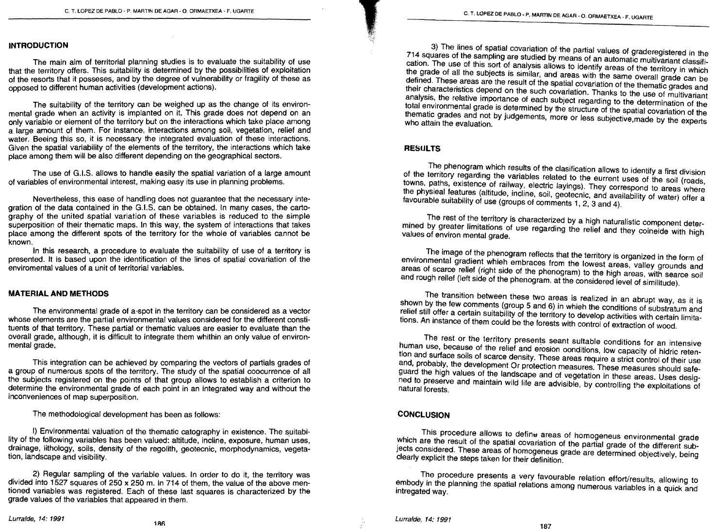## INTRODUCTION

The main aim of territorial planning studies is to evaluate the suitability of use that the territory offers. This suitability is determined by the possibilities of exploitation of the resorts that it posseses, and by the degree of vulnerability or fragility of these as opposed to different human activities (development actions).

The suitability of the territory can be weighed up as the change of its environmental grade when an activity is implanted on it. This grade does not depend on an only variable or element of the territory but on the interactions which take place among a large amount of them. For instance, interactions among soil, vegetation, relief and water. Beeing this so, it is necessary the integrated evaluation of these interactions. Given the spatial variability of the elements of the territory, the interactions which take place among them will be also different depending on the geographical sectors.

The use of G.I.S. allows to handle easily the spatial variation of a large amount of variables of environmental interest, making easy its use in planning problems.

Nevertheless, this ease of handling does not guarantee that the necessary integration of the data contained in the G.I.S. can be obtained. In many cases, the cartography of the united spatial variation of these variables is reduced to the simple superposition of their thematic maps. In this way, the system of interactions that takes place among the different spots of the territory for the whole of variables cannot be known.

In this research, a procedure to evaluate the suitability of use of a territory is presented. It is based upon the identification of the lines of spatial covariation of the enviromental values of a unit of territorial variables.

## MATERIAL AND METHODS

The environmental grade of a spot in the territory can be considered as a vector whose elements are the partial environmental values considered for the different constituents of that territory. These partial or thematic values are easier to evaluate than the overall grade, although, it is difficult to integrate them whithin an only value of environmental grade.

This integration can be achieved by comparing the vectors of partials grades of a group of numerous spots of the territory. The study of the spatial coocurrence of all the subjects registered on the points of that group allows to establish a criterion to determine the environmental grade of each point in an integrated way and without the inconveniences of map superposition.

The methodological development has been as follows:

I) Environmental valuation of the thematic catography in existence. The suitability of the following variables has been valued: altitude, incline, exposure, human uses, drainage, lithology, soils, density of the regolith, geotecnic, morphodynamics, vegetation, landscape and visibility.

2) Regular sampling of the variable values. In order to do it, the territory was divided into 1527 squares of 250 x 250 m. In 714 of them, the value of the above mentioned variables was registered. Each of these last squares is characterized by the grade values of the variables that appeared in them.

3) The lines of spatial covariation of the partial values of graderegistered in the 714 squares of the sampling are studied by means of an automatic multivariant classification. The use of this sort of analysis allows to identify areas of the territory in which the grade of all the subjects is similar, and areas with the same overall grade can be defined. These areas are the result of the spatial covariation of the thematic grades and their characteristics depend on the such covariation. Thanks to the use of multivariant analysis, the relative importance of each subject regarding to the determination of the total environmental grade is determined by the structure of the spatial covariation of the thematic grades and not by judgements, more or less subjective,made by the experts who attain the evaluation.

## RESULTS

The phenogram which results of the classification allows to identify a first division of the territory regarding the variables related to the eurrent uses of the soil (roads, towns, paths, existence of railway, electric layings). They correspond to areas where the physieal features (altitude, incline, soil, geotecnic, and availability of water) offer a favourable suitability of use (groups of comments 1, 2, 3 and 4).

The rest of the territory is characterized by a high naturalistic component determined by greater limitations of use regarding the relief and they coineide with high values of environ mental grade.

The image of the phenogram reflects that the territory is organized in the form of environmental gradient whieh embraces from the lowest areas, valley grounds and areas of scarce relief (right side of the phenogram) to the high areas, with searce soil and rough rellef (left side of the phenogram, at the considered level of similitude).

The transition between these two areas is realized in an abrupt way, as it is shown by the few comments (group 5 and 6) in whieh the conditions of substratum and relief still offer a certain suitability of the territory to develop activities with certain limitations. An instance of them could be the forests with control of extraction of wood.

The rest or the territory presents seant sultable conditions for an intensive human use, because of the relief and erosion oonditions, low capacity of hidric retention and surface soils of scarce density. These areas require a strict control of their use and, probably, the development Or protection measures. These measures should safeguard the high values of the landscape and of vegetation in these areas. Uses designed to preserve and maintain wild life are advisible, by controlling the exploitations of natural forests.

## CONCLUSION

This procedure allows to define areas of homogeneus environmental grade which are the result of the spatial covariation of the partial grade of the different subjects considered. These areas of homogeneus grade are determined objectively, being clearly explicit the steps taken for their definition.

The procedure presents a very favourable relation effort/results, allowing to embody in the planning the spatial relations among numerous variables in a quick and intregated way.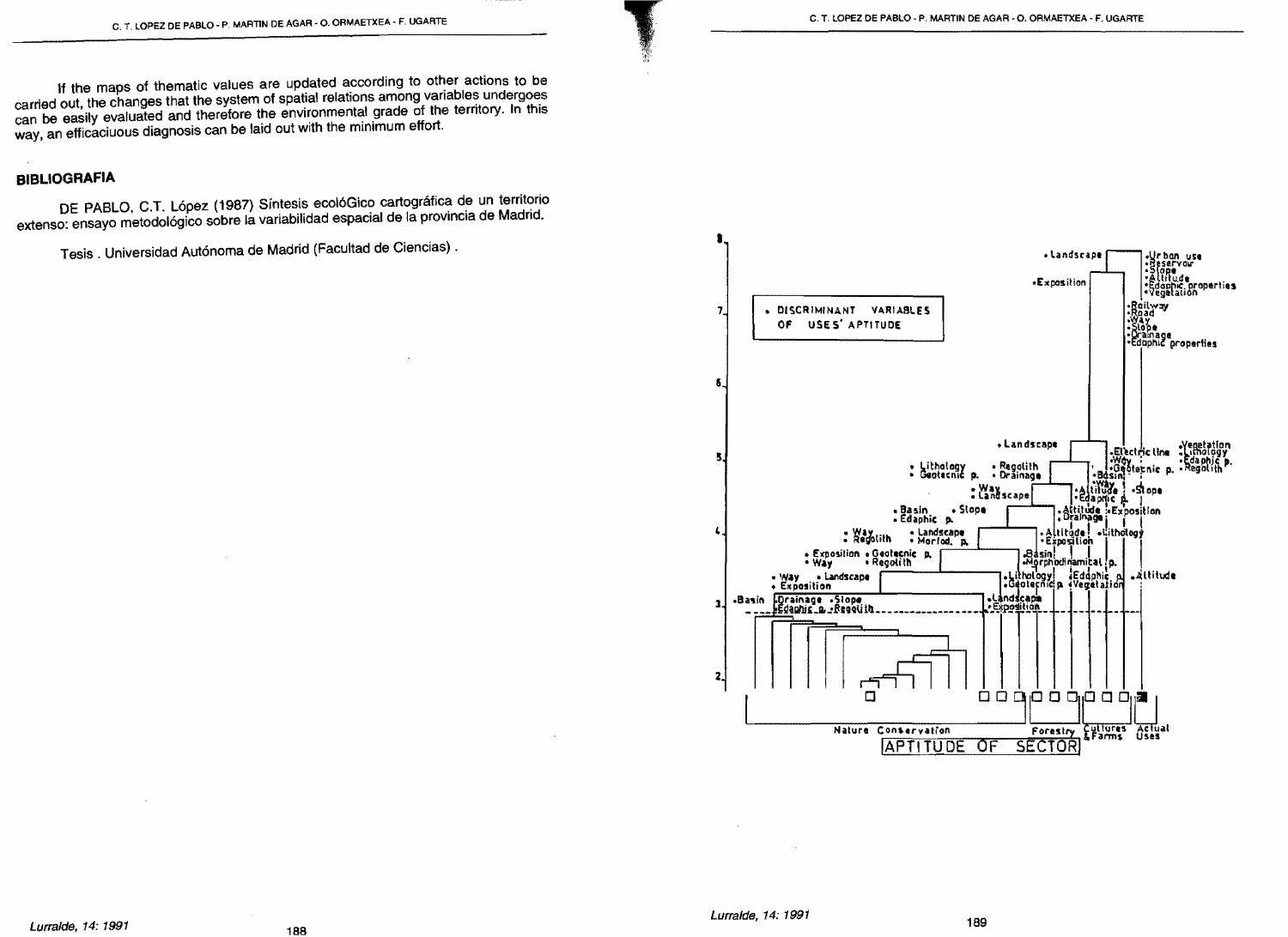If the maps of thematic values are updated according to other actions to be carried out, the changes that the system of spatial relations among variables undergoes can be easily evaluated and therefore the environmental grade of the territory. In this way, an efficaciuous diagnosis can be laid out with the minimum effort.

## BIBLIOGRAFIA

DE PABLO, C.T. López (1987) Síntesis ecolóGico cartográfica de un territorio extenso: ensayo metodológico sobre la variabilidad espacial de la provincia de Madrid.

Tesis . Universidad Autónoma de Madrid (Facultad de Ciencias) .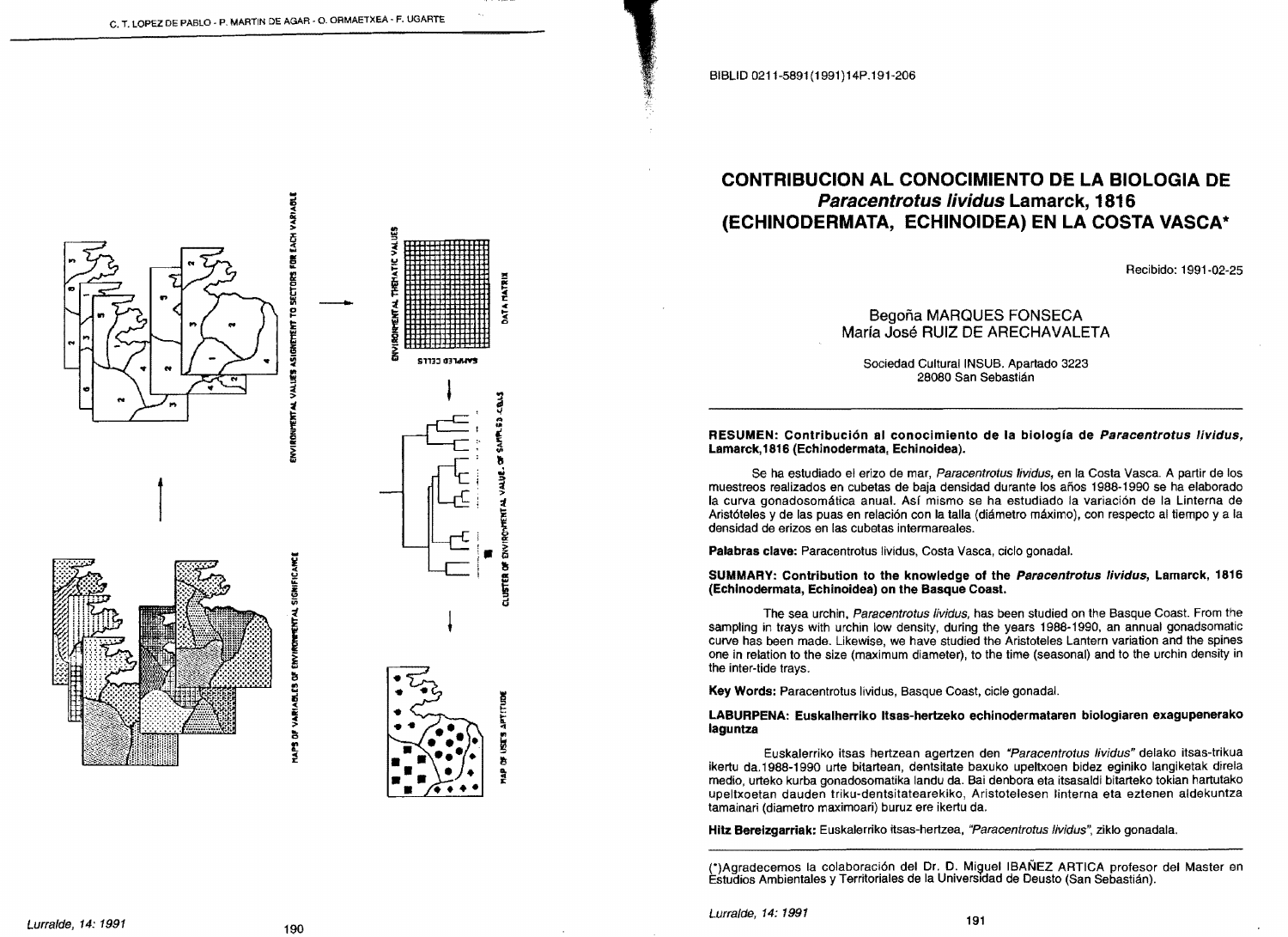ENVIRONMENTAL VALUES ASIGNEMENT TO SECTORS FOR EACH VARIABLE

ENVIRONMENTAL THEMATIC VALUES

SAMPLED CELLS

DATA MATRIX

CLUSTER OF ENVIRONMENTAL VALUE. OF SAMPLED CELLS

MAPS OF VARIABLES OF ENVIRONMENTAL SIGNIFICANCE

MAP OF USE'S APTITUDE

BIBLID 0211-5891(1991)14P.191-206

# CONTRIBUCION AL CONOCIMIENTO DE LA BIOLOGIA DE *Paracentrotus lividus* Lamarck, 1816 (ECHINODERMATA, ECHINOIDEA) EN LA COSTA VASCA*

Recibido: 1991-02-25

Begoña MARQUES FONSECA
María José RUIZ DE ARECHAVALETA

Sociedad Cultural INSUB. Apartado 3223
28080 San Sebastián

---

**RESUMEN: Contribución al conocimiento de la biología de *Paracentrotus lividus*, Lamarck,1816 (Echinodermata, Echinoidea).**

Se ha estudiado el erizo de mar, *Paracentrotus lividus*, en la Costa Vasca. A partir de los muestreos realizados en cubetas de baja densidad durante los años 1988-1990 se ha elaborado la curva gonadosomática anual. Así mismo se ha estudiado la variación de la Linterna de Aristóteles y de las puas en relación con la talla (diámetro máximo), con respecto al tiempo y a la densidad de erizos en las cubetas intermareales.

**Palabras clave:** Paracentrotus lividus, Costa Vasca, ciclo gonadal.

**SUMMARY: Contribution to the knowledge of the *Paracentrotus lividus*, Lamarck, 1816 (Echinodermata, Echinoidea) on the Basque Coast.**

The sea urchin, *Paracentrotus lividus*, has been studied on the Basque Coast. From the sampling in trays with urchin low density, during the years 1988-1990, an annual gonadsomatic curve has been made. Likewise, we have studied the Aristoteles Lantern variation and the spines one in relation to the size (maximum diameter), to the time (seasonal) and to the urchin density in the inter-tide trays.

**Key Words:** Paracentrotus lividus, Basque Coast, cicle gonadal.

**LABURPENA: Euskalherriko Itsas-hertzeko echinodermataren biologiaren exagupenerako laguntza**

Euskalerriko itsas hertzean agertzen den *"Paracentrotus lividus"* delako itsas-trikua ikertu da.1988-1990 urte bitartean, dentsitate baxuko upeltxoen bidez eginiko langiketak direla medio, urteko kurba gonadosomatika landu da. Bai denbora eta itsasaldi bitarteko tokian hartutako upeltxoetan dauden triku-dentsitatearekiko, Aristotelesen linterna eta eztenen aldekuntza tamainari (diametro maximoari) buruz ere ikertu da.

**Hitz Bereizgarriak:** Euskalerriko itsas-hertzea, *"Paracentrotus lividus"*, ziklo gonadala.

---

(*)Agradecemos la colaboración del Dr. D. Miguel IBAÑEZ ARTICA profesor del Master en Estudios Ambientales y Territoriales de la Universidad de Deusto (San Sebastián).